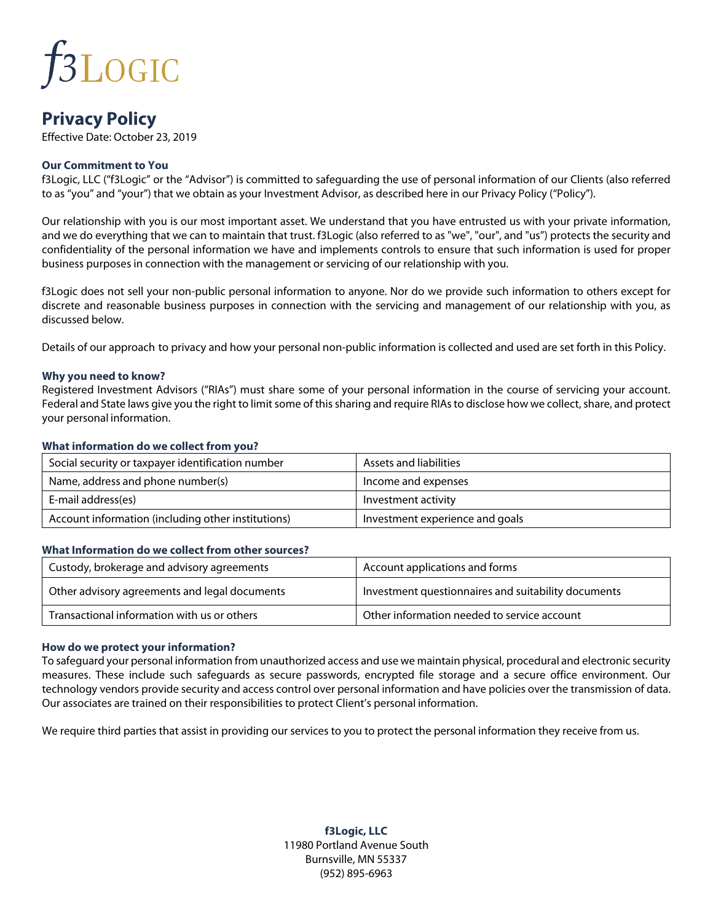# f3Logic

## Privacy Policy

Effective Date: October 23, 2019

### Our Commitment to You

f3Logic, LLC ("f3Logic" or the "Advisor") is committed to safeguarding the use of personal information of our Clients (also referred to as "you" and "your") that we obtain as your Investment Advisor, as described here in our Privacy Policy ("Policy").

Our relationship with you is our most important asset. We understand that you have entrusted us with your private information, and we do everything that we can to maintain that trust. f3Logic (also referred to as "we", "our", and "us") protects the security and confidentiality of the personal information we have and implements controls to ensure that such information is used for proper business purposes in connection with the management or servicing of our relationship with you.

f3Logic does not sell your non-public personal information to anyone. Nor do we provide such information to others except for discrete and reasonable business purposes in connection with the servicing and management of our relationship with you, as discussed below.

Details of our approach to privacy and how your personal non-public information is collected and used are set forth in this Policy.

### Why you need to know?

Registered Investment Advisors ("RIAs") must share some of your personal information in the course of servicing your account. Federal and State laws give you the right to limit some of this sharing and require RIAs to disclose how we collect, share, and protect your personal information.

### What information do we collect from you?

| | |
|---|---|
| Social security or taxpayer identification number | Assets and liabilities |
| Name, address and phone number(s) | Income and expenses |
| E-mail address(es) | Investment activity |
| Account information (including other institutions) | Investment experience and goals |

### What Information do we collect from other sources?

| | |
|---|---|
| Custody, brokerage and advisory agreements | Account applications and forms |
| Other advisory agreements and legal documents | Investment questionnaires and suitability documents |
| Transactional information with us or others | Other information needed to service account |

### How do we protect your information?

To safeguard your personal information from unauthorized access and use we maintain physical, procedural and electronic security measures. These include such safeguards as secure passwords, encrypted file storage and a secure office environment. Our technology vendors provide security and access control over personal information and have policies over the transmission of data. Our associates are trained on their responsibilities to protect Client's personal information.

We require third parties that assist in providing our services to you to protect the personal information they receive from us.

**f3Logic, LLC**
11980 Portland Avenue South
Burnsville, MN 55337
(952) 895-6963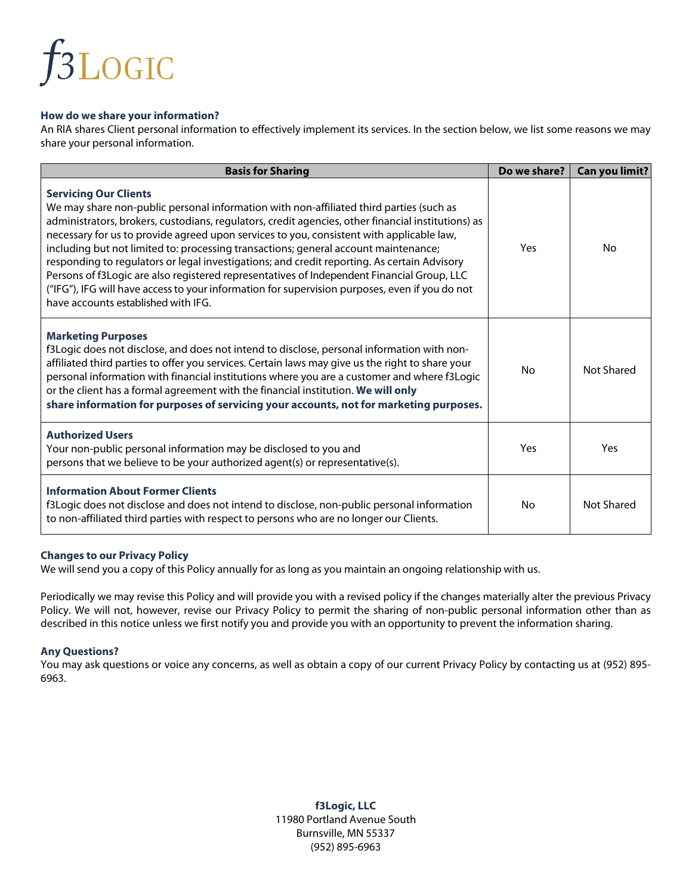# f3Logic

**How do we share your information?**

An RIA shares Client personal information to effectively implement its services. In the section below, we list some reasons we may share your personal information.

| Basis for Sharing | Do we share? | Can you limit? |
|---|---|---|
| **Servicing Our Clients** We may share non-public personal information with non-affiliated third parties (such as administrators, brokers, custodians, regulators, credit agencies, other financial institutions) as necessary for us to provide agreed upon services to you, consistent with applicable law, including but not limited to: processing transactions; general account maintenance; responding to regulators or legal investigations; and credit reporting. As certain Advisory Persons of f3Logic are also registered representatives of Independent Financial Group, LLC ("IFG"), IFG will have access to your information for supervision purposes, even if you do not have accounts established with IFG. | Yes | No |
| **Marketing Purposes** f3Logic does not disclose, and does not intend to disclose, personal information with non-affiliated third parties to offer you services. Certain laws may give us the right to share your personal information with financial institutions where you are a customer and where f3Logic or the client has a formal agreement with the financial institution. **We will only share information for purposes of servicing your accounts, not for marketing purposes.** | No | Not Shared |
| **Authorized Users** Your non-public personal information may be disclosed to you and persons that we believe to be your authorized agent(s) or representative(s). | Yes | Yes |
| **Information About Former Clients** f3Logic does not disclose and does not intend to disclose, non-public personal information to non-affiliated third parties with respect to persons who are no longer our Clients. | No | Not Shared |

**Changes to our Privacy Policy**

We will send you a copy of this Policy annually for as long as you maintain an ongoing relationship with us.

Periodically we may revise this Policy and will provide you with a revised policy if the changes materially alter the previous Privacy Policy. We will not, however, revise our Privacy Policy to permit the sharing of non-public personal information other than as described in this notice unless we first notify you and provide you with an opportunity to prevent the information sharing.

**Any Questions?**

You may ask questions or voice any concerns, as well as obtain a copy of our current Privacy Policy by contacting us at (952) 895-6963.

**f3Logic, LLC**
11980 Portland Avenue South
Burnsville, MN 55337
(952) 895-6963